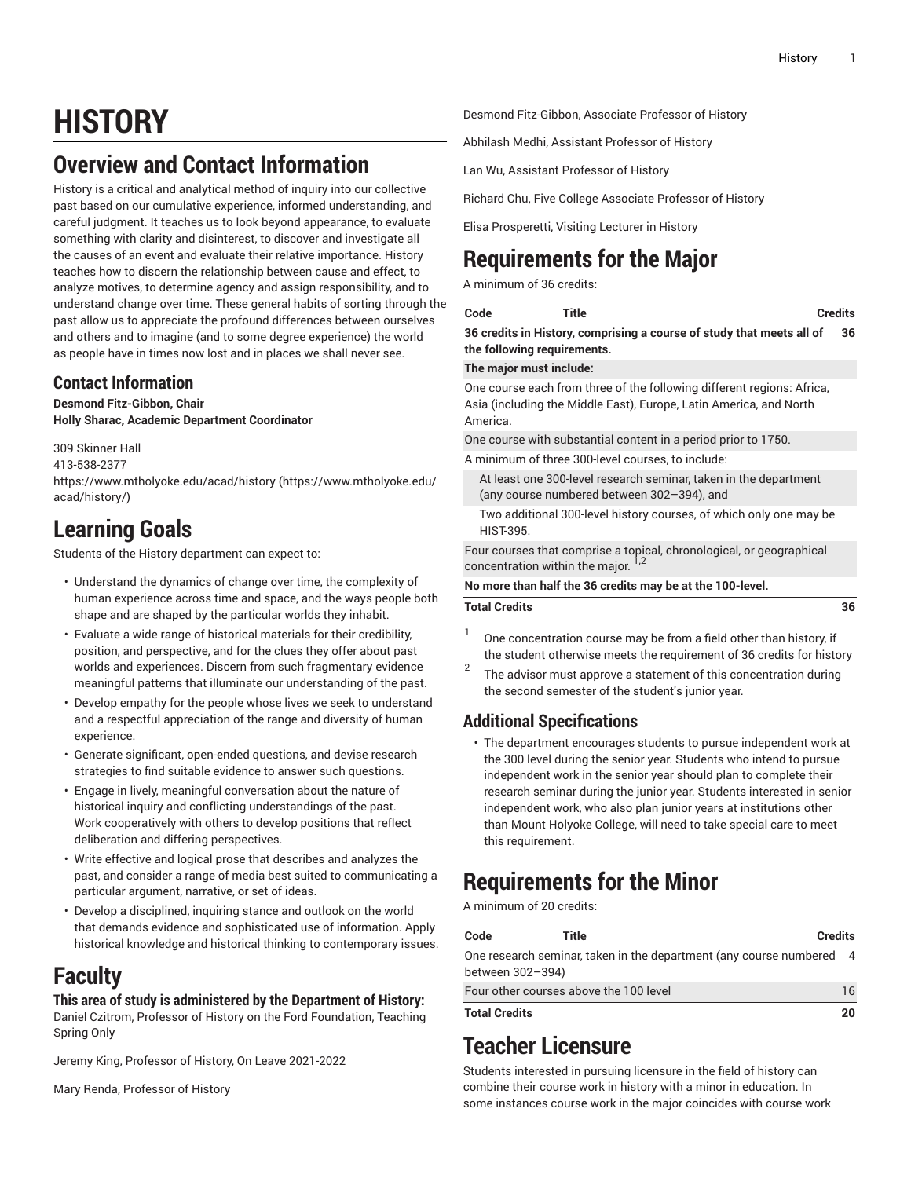# HISTORY

## Overview and Contact Information

History is a critical and analytical method of inquiry into our collective past based on our cumulative experience, informed understanding, and careful judgment. It teaches us to look beyond appearance, to evaluate something with clarity and disinterest, to discover and investigate all the causes of an event and evaluate their relative importance. History teaches how to discern the relationship between cause and effect, to analyze motives, to determine agency and assign responsibility, and to understand change over time. These general habits of sorting through the past allow us to appreciate the profound differences between ourselves and others and to imagine (and to some degree experience) the world as people have in times now lost and in places we shall never see.

### Contact Information

**Desmond Fitz-Gibbon, Chair**
**Holly Sharac, Academic Department Coordinator**

309 Skinner Hall
413-538-2377
https://www.mtholyoke.edu/acad/history (https://www.mtholyoke.edu/acad/history/)

## Learning Goals

Students of the History department can expect to:

- Understand the dynamics of change over time, the complexity of human experience across time and space, and the ways people both shape and are shaped by the particular worlds they inhabit.
- Evaluate a wide range of historical materials for their credibility, position, and perspective, and for the clues they offer about past worlds and experiences. Discern from such fragmentary evidence meaningful patterns that illuminate our understanding of the past.
- Develop empathy for the people whose lives we seek to understand and a respectful appreciation of the range and diversity of human experience.
- Generate significant, open-ended questions, and devise research strategies to find suitable evidence to answer such questions.
- Engage in lively, meaningful conversation about the nature of historical inquiry and conflicting understandings of the past. Work cooperatively with others to develop positions that reflect deliberation and differing perspectives.
- Write effective and logical prose that describes and analyzes the past, and consider a range of media best suited to communicating a particular argument, narrative, or set of ideas.
- Develop a disciplined, inquiring stance and outlook on the world that demands evidence and sophisticated use of information. Apply historical knowledge and historical thinking to contemporary issues.

## Faculty

### This area of study is administered by the Department of History:

Daniel Czitrom, Professor of History on the Ford Foundation, Teaching Spring Only

Jeremy King, Professor of History, On Leave 2021-2022

Mary Renda, Professor of History

Desmond Fitz-Gibbon, Associate Professor of History

Abhilash Medhi, Assistant Professor of History

Lan Wu, Assistant Professor of History

Richard Chu, Five College Associate Professor of History

Elisa Prosperetti, Visiting Lecturer in History

## Requirements for the Major

A minimum of 36 credits:

| Code | Title | Credits |
|---|---|---|
| **36 credits in History, comprising a course of study that meets all of the following requirements.** | | **36** |
| **The major must include:** | | |
| One course each from three of the following different regions: Africa, Asia (including the Middle East), Europe, Latin America, and North America. | | |
| One course with substantial content in a period prior to 1750. | | |
| A minimum of three 300-level courses, to include: | | |
| At least one 300-level research seminar, taken in the department (any course numbered between 302–394), and | | |
| Two additional 300-level history courses, of which only one may be HIST-395. | | |
| Four courses that comprise a topical, chronological, or geographical concentration within the major. [1,2] | | |
| **No more than half the 36 credits may be at the 100-level.** | | |
| **Total Credits** | | **36** |

[1] One concentration course may be from a field other than history, if the student otherwise meets the requirement of 36 credits for history

[2] The advisor must approve a statement of this concentration during the second semester of the student's junior year.

### Additional Specifications

- The department encourages students to pursue independent work at the 300 level during the senior year. Students who intend to pursue independent work in the senior year should plan to complete their research seminar during the junior year. Students interested in senior independent work, who also plan junior years at institutions other than Mount Holyoke College, will need to take special care to meet this requirement.

## Requirements for the Minor

A minimum of 20 credits:

| Code | Title | Credits |
|---|---|---|
| One research seminar, taken in the department (any course numbered between 302–394) | | 4 |
| Four other courses above the 100 level | | 16 |
| **Total Credits** | | **20** |

## Teacher Licensure

Students interested in pursuing licensure in the field of history can combine their course work in history with a minor in education. In some instances course work in the major coincides with course work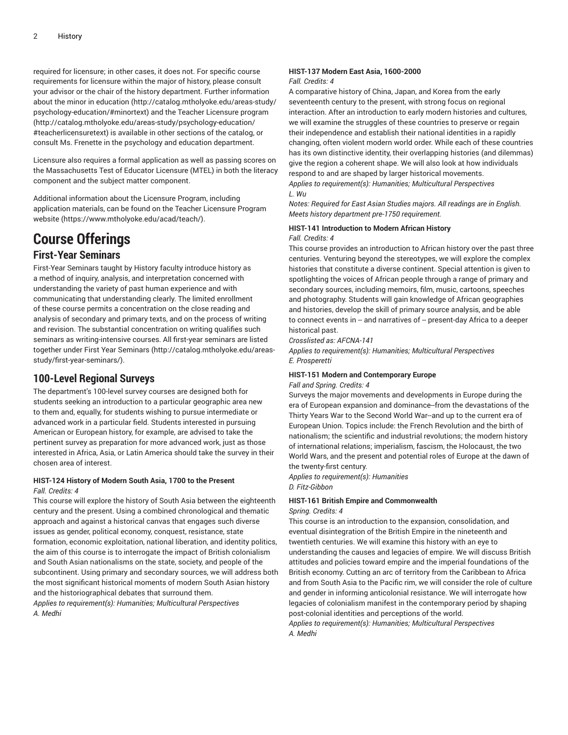required for licensure; in other cases, it does not. For specific course requirements for licensure within the major of history, please consult your advisor or the chair of the history department. Further information about the minor in education (http://catalog.mtholyoke.edu/areas-study/psychology-education/#minortext) and the Teacher Licensure program (http://catalog.mtholyoke.edu/areas-study/psychology-education/#teacherlicensuretext) is available in other sections of the catalog, or consult Ms. Frenette in the psychology and education department.

Licensure also requires a formal application as well as passing scores on the Massachusetts Test of Educator Licensure (MTEL) in both the literacy component and the subject matter component.

Additional information about the Licensure Program, including application materials, can be found on the Teacher Licensure Program website (https://www.mtholyoke.edu/acad/teach/).

# Course Offerings

## First-Year Seminars

First-Year Seminars taught by History faculty introduce history as a method of inquiry, analysis, and interpretation concerned with understanding the variety of past human experience and with communicating that understanding clearly. The limited enrollment of these course permits a concentration on the close reading and analysis of secondary and primary texts, and on the process of writing and revision. The substantial concentration on writing qualifies such seminars as writing-intensive courses. All first-year seminars are listed together under First Year Seminars (http://catalog.mtholyoke.edu/areas-study/first-year-seminars/).

## 100-Level Regional Surveys

The department's 100-level survey courses are designed both for students seeking an introduction to a particular geographic area new to them and, equally, for students wishing to pursue intermediate or advanced work in a particular field. Students interested in pursuing American or European history, for example, are advised to take the pertinent survey as preparation for more advanced work, just as those interested in Africa, Asia, or Latin America should take the survey in their chosen area of interest.

**HIST-124 History of Modern South Asia, 1700 to the Present**

*Fall. Credits: 4*

This course will explore the history of South Asia between the eighteenth century and the present. Using a combined chronological and thematic approach and against a historical canvas that engages such diverse issues as gender, political economy, conquest, resistance, state formation, economic exploitation, national liberation, and identity politics, the aim of this course is to interrogate the impact of British colonialism and South Asian nationalisms on the state, society, and people of the subcontinent. Using primary and secondary sources, we will address both the most significant historical moments of modern South Asian history and the historiographical debates that surround them.

*Applies to requirement(s): Humanities; Multicultural Perspectives*

*A. Medhi*

**HIST-137 Modern East Asia, 1600-2000**

*Fall. Credits: 4*

A comparative history of China, Japan, and Korea from the early seventeenth century to the present, with strong focus on regional interaction. After an introduction to early modern histories and cultures, we will examine the struggles of these countries to preserve or regain their independence and establish their national identities in a rapidly changing, often violent modern world order. While each of these countries has its own distinctive identity, their overlapping histories (and dilemmas) give the region a coherent shape. We will also look at how individuals respond to and are shaped by larger historical movements.

*Applies to requirement(s): Humanities; Multicultural Perspectives*

*L. Wu*

*Notes: Required for East Asian Studies majors. All readings are in English. Meets history department pre-1750 requirement.*

**HIST-141 Introduction to Modern African History**

*Fall. Credits: 4*

This course provides an introduction to African history over the past three centuries. Venturing beyond the stereotypes, we will explore the complex histories that constitute a diverse continent. Special attention is given to spotlighting the voices of African people through a range of primary and secondary sources, including memoirs, film, music, cartoons, speeches and photography. Students will gain knowledge of African geographies and histories, develop the skill of primary source analysis, and be able to connect events in -- and narratives of -- present-day Africa to a deeper historical past.

*Crosslisted as: AFCNA-141*

*Applies to requirement(s): Humanities; Multicultural Perspectives*

*E. Prosperetti*

**HIST-151 Modern and Contemporary Europe**

*Fall and Spring. Credits: 4*

Surveys the major movements and developments in Europe during the era of European expansion and dominance--from the devastations of the Thirty Years War to the Second World War--and up to the current era of European Union. Topics include: the French Revolution and the birth of nationalism; the scientific and industrial revolutions; the modern history of international relations; imperialism, fascism, the Holocaust, the two World Wars, and the present and potential roles of Europe at the dawn of the twenty-first century.

*Applies to requirement(s): Humanities*

*D. Fitz-Gibbon*

**HIST-161 British Empire and Commonwealth**

*Spring. Credits: 4*

This course is an introduction to the expansion, consolidation, and eventual disintegration of the British Empire in the nineteenth and twentieth centuries. We will examine this history with an eye to understanding the causes and legacies of empire. We will discuss British attitudes and policies toward empire and the imperial foundations of the British economy. Cutting an arc of territory from the Caribbean to Africa and from South Asia to the Pacific rim, we will consider the role of culture and gender in informing anticolonial resistance. We will interrogate how legacies of colonialism manifest in the contemporary period by shaping post-colonial identities and perceptions of the world.

*Applies to requirement(s): Humanities; Multicultural Perspectives*

*A. Medhi*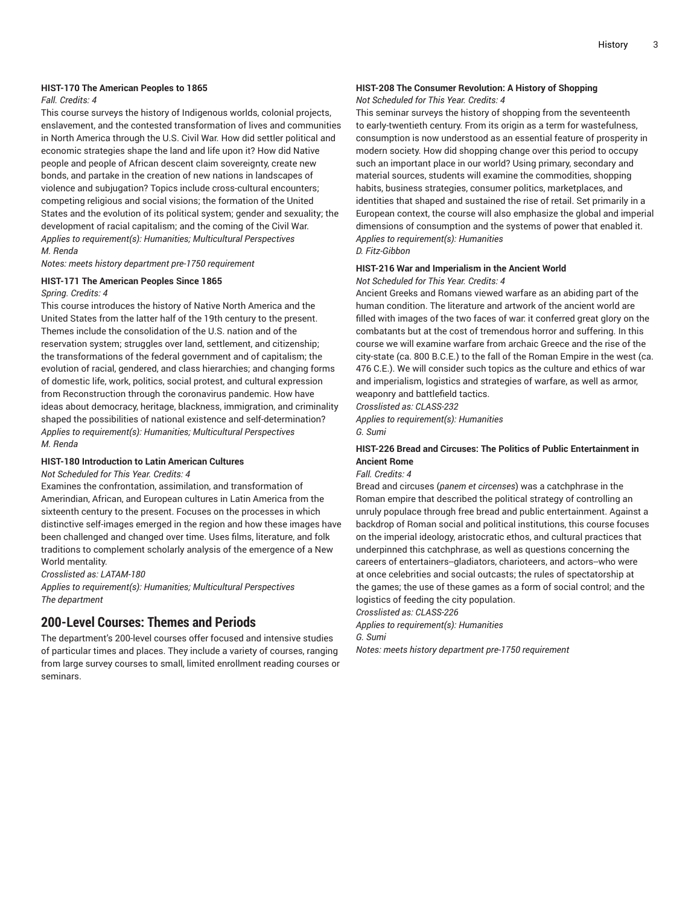**HIST-170 The American Peoples to 1865**

*Fall. Credits: 4*

This course surveys the history of Indigenous worlds, colonial projects, enslavement, and the contested transformation of lives and communities in North America through the U.S. Civil War. How did settler political and economic strategies shape the land and life upon it? How did Native people and people of African descent claim sovereignty, create new bonds, and partake in the creation of new nations in landscapes of violence and subjugation? Topics include cross-cultural encounters; competing religious and social visions; the formation of the United States and the evolution of its political system; gender and sexuality; the development of racial capitalism; and the coming of the Civil War.

*Applies to requirement(s): Humanities; Multicultural Perspectives*

*M. Renda*

*Notes: meets history department pre-1750 requirement*

**HIST-171 The American Peoples Since 1865**

*Spring. Credits: 4*

This course introduces the history of Native North America and the United States from the latter half of the 19th century to the present. Themes include the consolidation of the U.S. nation and of the reservation system; struggles over land, settlement, and citizenship; the transformations of the federal government and of capitalism; the evolution of racial, gendered, and class hierarchies; and changing forms of domestic life, work, politics, social protest, and cultural expression from Reconstruction through the coronavirus pandemic. How have ideas about democracy, heritage, blackness, immigration, and criminality shaped the possibilities of national existence and self-determination?

*Applies to requirement(s): Humanities; Multicultural Perspectives*

*M. Renda*

**HIST-180 Introduction to Latin American Cultures**

*Not Scheduled for This Year. Credits: 4*

Examines the confrontation, assimilation, and transformation of Amerindian, African, and European cultures in Latin America from the sixteenth century to the present. Focuses on the processes in which distinctive self-images emerged in the region and how these images have been challenged and changed over time. Uses films, literature, and folk traditions to complement scholarly analysis of the emergence of a New World mentality.

*Crosslisted as: LATAM-180*

*Applies to requirement(s): Humanities; Multicultural Perspectives*

*The department*

## 200-Level Courses: Themes and Periods

The department's 200-level courses offer focused and intensive studies of particular times and places. They include a variety of courses, ranging from large survey courses to small, limited enrollment reading courses or seminars.

**HIST-208 The Consumer Revolution: A History of Shopping**

*Not Scheduled for This Year. Credits: 4*

This seminar surveys the history of shopping from the seventeenth to early-twentieth century. From its origin as a term for wastefulness, consumption is now understood as an essential feature of prosperity in modern society. How did shopping change over this period to occupy such an important place in our world? Using primary, secondary and material sources, students will examine the commodities, shopping habits, business strategies, consumer politics, marketplaces, and identities that shaped and sustained the rise of retail. Set primarily in a European context, the course will also emphasize the global and imperial dimensions of consumption and the systems of power that enabled it.

*Applies to requirement(s): Humanities*

*D. Fitz-Gibbon*

**HIST-216 War and Imperialism in the Ancient World**

*Not Scheduled for This Year. Credits: 4*

Ancient Greeks and Romans viewed warfare as an abiding part of the human condition. The literature and artwork of the ancient world are filled with images of the two faces of war: it conferred great glory on the combatants but at the cost of tremendous horror and suffering. In this course we will examine warfare from archaic Greece and the rise of the city-state (ca. 800 B.C.E.) to the fall of the Roman Empire in the west (ca. 476 C.E.). We will consider such topics as the culture and ethics of war and imperialism, logistics and strategies of warfare, as well as armor, weaponry and battlefield tactics.

*Crosslisted as: CLASS-232*

*Applies to requirement(s): Humanities*

*G. Sumi*

**HIST-226 Bread and Circuses: The Politics of Public Entertainment in Ancient Rome**

*Fall. Credits: 4*

Bread and circuses (*panem et circenses*) was a catchphrase in the Roman empire that described the political strategy of controlling an unruly populace through free bread and public entertainment. Against a backdrop of Roman social and political institutions, this course focuses on the imperial ideology, aristocratic ethos, and cultural practices that underpinned this catchphrase, as well as questions concerning the careers of entertainers--gladiators, charioteers, and actors--who were at once celebrities and social outcasts; the rules of spectatorship at the games; the use of these games as a form of social control; and the logistics of feeding the city population.

*Crosslisted as: CLASS-226*

*Applies to requirement(s): Humanities*

*G. Sumi*

*Notes: meets history department pre-1750 requirement*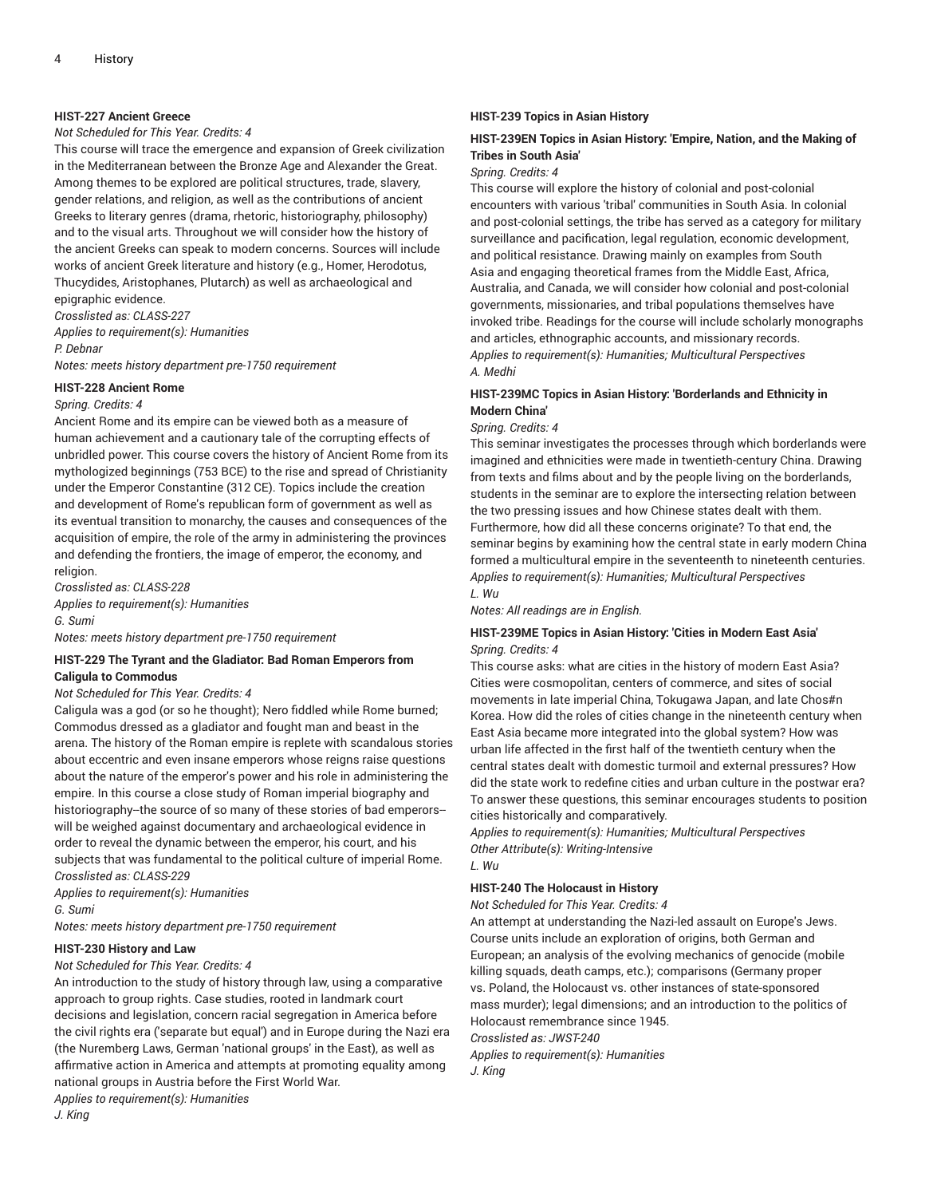**HIST-227 Ancient Greece**

*Not Scheduled for This Year. Credits: 4*

This course will trace the emergence and expansion of Greek civilization in the Mediterranean between the Bronze Age and Alexander the Great. Among themes to be explored are political structures, trade, slavery, gender relations, and religion, as well as the contributions of ancient Greeks to literary genres (drama, rhetoric, historiography, philosophy) and to the visual arts. Throughout we will consider how the history of the ancient Greeks can speak to modern concerns. Sources will include works of ancient Greek literature and history (e.g., Homer, Herodotus, Thucydides, Aristophanes, Plutarch) as well as archaeological and epigraphic evidence.

*Crosslisted as: CLASS-227*

*Applies to requirement(s): Humanities*

*P. Debnar*

*Notes: meets history department pre-1750 requirement*

**HIST-228 Ancient Rome**

*Spring. Credits: 4*

Ancient Rome and its empire can be viewed both as a measure of human achievement and a cautionary tale of the corrupting effects of unbridled power. This course covers the history of Ancient Rome from its mythologized beginnings (753 BCE) to the rise and spread of Christianity under the Emperor Constantine (312 CE). Topics include the creation and development of Rome's republican form of government as well as its eventual transition to monarchy, the causes and consequences of the acquisition of empire, the role of the army in administering the provinces and defending the frontiers, the image of emperor, the economy, and religion.

*Crosslisted as: CLASS-228*

*Applies to requirement(s): Humanities*

*G. Sumi*

*Notes: meets history department pre-1750 requirement*

**HIST-229 The Tyrant and the Gladiator: Bad Roman Emperors from Caligula to Commodus**

*Not Scheduled for This Year. Credits: 4*

Caligula was a god (or so he thought); Nero fiddled while Rome burned; Commodus dressed as a gladiator and fought man and beast in the arena. The history of the Roman empire is replete with scandalous stories about eccentric and even insane emperors whose reigns raise questions about the nature of the emperor's power and his role in administering the empire. In this course a close study of Roman imperial biography and historiography--the source of so many of these stories of bad emperors--will be weighed against documentary and archaeological evidence in order to reveal the dynamic between the emperor, his court, and his subjects that was fundamental to the political culture of imperial Rome.

*Crosslisted as: CLASS-229*

*Applies to requirement(s): Humanities*

*G. Sumi*

*Notes: meets history department pre-1750 requirement*

**HIST-230 History and Law**

*Not Scheduled for This Year. Credits: 4*

An introduction to the study of history through law, using a comparative approach to group rights. Case studies, rooted in landmark court decisions and legislation, concern racial segregation in America before the civil rights era ('separate but equal') and in Europe during the Nazi era (the Nuremberg Laws, German 'national groups' in the East), as well as affirmative action in America and attempts at promoting equality among national groups in Austria before the First World War.

*Applies to requirement(s): Humanities*

*J. King*

**HIST-239 Topics in Asian History**

**HIST-239EN Topics in Asian History: 'Empire, Nation, and the Making of Tribes in South Asia'**

*Spring. Credits: 4*

This course will explore the history of colonial and post-colonial encounters with various 'tribal' communities in South Asia. In colonial and post-colonial settings, the tribe has served as a category for military surveillance and pacification, legal regulation, economic development, and political resistance. Drawing mainly on examples from South Asia and engaging theoretical frames from the Middle East, Africa, Australia, and Canada, we will consider how colonial and post-colonial governments, missionaries, and tribal populations themselves have invoked tribe. Readings for the course will include scholarly monographs and articles, ethnographic accounts, and missionary records.

*Applies to requirement(s): Humanities; Multicultural Perspectives*

*A. Medhi*

**HIST-239MC Topics in Asian History: 'Borderlands and Ethnicity in Modern China'**

*Spring. Credits: 4*

This seminar investigates the processes through which borderlands were imagined and ethnicities were made in twentieth-century China. Drawing from texts and films about and by the people living on the borderlands, students in the seminar are to explore the intersecting relation between the two pressing issues and how Chinese states dealt with them. Furthermore, how did all these concerns originate? To that end, the seminar begins by examining how the central state in early modern China formed a multicultural empire in the seventeenth to nineteenth centuries.

*Applies to requirement(s): Humanities; Multicultural Perspectives*

*L. Wu*

*Notes: All readings are in English.*

**HIST-239ME Topics in Asian History: 'Cities in Modern East Asia'**

*Spring. Credits: 4*

This course asks: what are cities in the history of modern East Asia? Cities were cosmopolitan, centers of commerce, and sites of social movements in late imperial China, Tokugawa Japan, and late Chos#n Korea. How did the roles of cities change in the nineteenth century when East Asia became more integrated into the global system? How was urban life affected in the first half of the twentieth century when the central states dealt with domestic turmoil and external pressures? How did the state work to redefine cities and urban culture in the postwar era? To answer these questions, this seminar encourages students to position cities historically and comparatively.

*Applies to requirement(s): Humanities; Multicultural Perspectives*

*Other Attribute(s): Writing-Intensive*

*L. Wu*

**HIST-240 The Holocaust in History**

*Not Scheduled for This Year. Credits: 4*

An attempt at understanding the Nazi-led assault on Europe's Jews. Course units include an exploration of origins, both German and European; an analysis of the evolving mechanics of genocide (mobile killing squads, death camps, etc.); comparisons (Germany proper vs. Poland, the Holocaust vs. other instances of state-sponsored mass murder); legal dimensions; and an introduction to the politics of Holocaust remembrance since 1945.

*Crosslisted as: JWST-240*

*Applies to requirement(s): Humanities*

*J. King*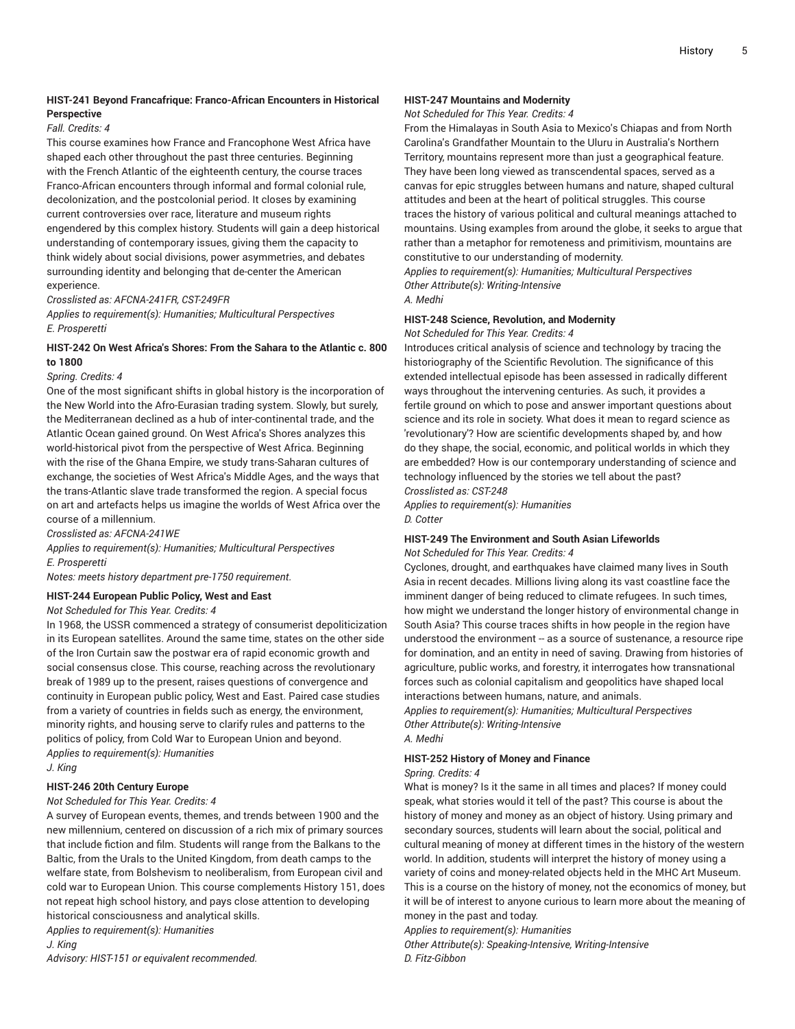### HIST-241 Beyond Francafrique: Franco-African Encounters in Historical Perspective

*Fall. Credits: 4*

This course examines how France and Francophone West Africa have shaped each other throughout the past three centuries. Beginning with the French Atlantic of the eighteenth century, the course traces Franco-African encounters through informal and formal colonial rule, decolonization, and the postcolonial period. It closes by examining current controversies over race, literature and museum rights engendered by this complex history. Students will gain a deep historical understanding of contemporary issues, giving them the capacity to think widely about social divisions, power asymmetries, and debates surrounding identity and belonging that de-center the American experience.

*Crosslisted as: AFCNA-241FR, CST-249FR*

*Applies to requirement(s): Humanities; Multicultural Perspectives*

*E. Prosperetti*

### HIST-242 On West Africa's Shores: From the Sahara to the Atlantic c. 800 to 1800

*Spring. Credits: 4*

One of the most significant shifts in global history is the incorporation of the New World into the Afro-Eurasian trading system. Slowly, but surely, the Mediterranean declined as a hub of inter-continental trade, and the Atlantic Ocean gained ground. On West Africa's Shores analyzes this world-historical pivot from the perspective of West Africa. Beginning with the rise of the Ghana Empire, we study trans-Saharan cultures of exchange, the societies of West Africa's Middle Ages, and the ways that the trans-Atlantic slave trade transformed the region. A special focus on art and artefacts helps us imagine the worlds of West Africa over the course of a millennium.

*Crosslisted as: AFCNA-241WE*

*Applies to requirement(s): Humanities; Multicultural Perspectives*

*E. Prosperetti*

*Notes: meets history department pre-1750 requirement.*

### HIST-244 European Public Policy, West and East

*Not Scheduled for This Year. Credits: 4*

In 1968, the USSR commenced a strategy of consumerist depoliticization in its European satellites. Around the same time, states on the other side of the Iron Curtain saw the postwar era of rapid economic growth and social consensus close. This course, reaching across the revolutionary break of 1989 up to the present, raises questions of convergence and continuity in European public policy, West and East. Paired case studies from a variety of countries in fields such as energy, the environment, minority rights, and housing serve to clarify rules and patterns to the politics of policy, from Cold War to European Union and beyond.

*Applies to requirement(s): Humanities*

*J. King*

### HIST-246 20th Century Europe

*Not Scheduled for This Year. Credits: 4*

A survey of European events, themes, and trends between 1900 and the new millennium, centered on discussion of a rich mix of primary sources that include fiction and film. Students will range from the Balkans to the Baltic, from the Urals to the United Kingdom, from death camps to the welfare state, from Bolshevism to neoliberalism, from European civil and cold war to European Union. This course complements History 151, does not repeat high school history, and pays close attention to developing historical consciousness and analytical skills.

*Applies to requirement(s): Humanities*

*J. King*

*Advisory: HIST-151 or equivalent recommended.*

### HIST-247 Mountains and Modernity

*Not Scheduled for This Year. Credits: 4*

From the Himalayas in South Asia to Mexico's Chiapas and from North Carolina's Grandfather Mountain to the Uluru in Australia's Northern Territory, mountains represent more than just a geographical feature. They have been long viewed as transcendental spaces, served as a canvas for epic struggles between humans and nature, shaped cultural attitudes and been at the heart of political struggles. This course traces the history of various political and cultural meanings attached to mountains. Using examples from around the globe, it seeks to argue that rather than a metaphor for remoteness and primitivism, mountains are constitutive to our understanding of modernity.

*Applies to requirement(s): Humanities; Multicultural Perspectives*

*Other Attribute(s): Writing-Intensive*

*A. Medhi*

### HIST-248 Science, Revolution, and Modernity

*Not Scheduled for This Year. Credits: 4*

Introduces critical analysis of science and technology by tracing the historiography of the Scientific Revolution. The significance of this extended intellectual episode has been assessed in radically different ways throughout the intervening centuries. As such, it provides a fertile ground on which to pose and answer important questions about science and its role in society. What does it mean to regard science as 'revolutionary'? How are scientific developments shaped by, and how do they shape, the social, economic, and political worlds in which they are embedded? How is our contemporary understanding of science and technology influenced by the stories we tell about the past?

*Crosslisted as: CST-248*

*Applies to requirement(s): Humanities*

*D. Cotter*

### HIST-249 The Environment and South Asian Lifeworlds

*Not Scheduled for This Year. Credits: 4*

Cyclones, drought, and earthquakes have claimed many lives in South Asia in recent decades. Millions living along its vast coastline face the imminent danger of being reduced to climate refugees. In such times, how might we understand the longer history of environmental change in South Asia? This course traces shifts in how people in the region have understood the environment -- as a source of sustenance, a resource ripe for domination, and an entity in need of saving. Drawing from histories of agriculture, public works, and forestry, it interrogates how transnational forces such as colonial capitalism and geopolitics have shaped local interactions between humans, nature, and animals.

*Applies to requirement(s): Humanities; Multicultural Perspectives*

*Other Attribute(s): Writing-Intensive*

*A. Medhi*

### HIST-252 History of Money and Finance

*Spring. Credits: 4*

What is money? Is it the same in all times and places? If money could speak, what stories would it tell of the past? This course is about the history of money and money as an object of history. Using primary and secondary sources, students will learn about the social, political and cultural meaning of money at different times in the history of the western world. In addition, students will interpret the history of money using a variety of coins and money-related objects held in the MHC Art Museum. This is a course on the history of money, not the economics of money, but it will be of interest to anyone curious to learn more about the meaning of money in the past and today.

*Applies to requirement(s): Humanities*

*Other Attribute(s): Speaking-Intensive, Writing-Intensive*

*D. Fitz-Gibbon*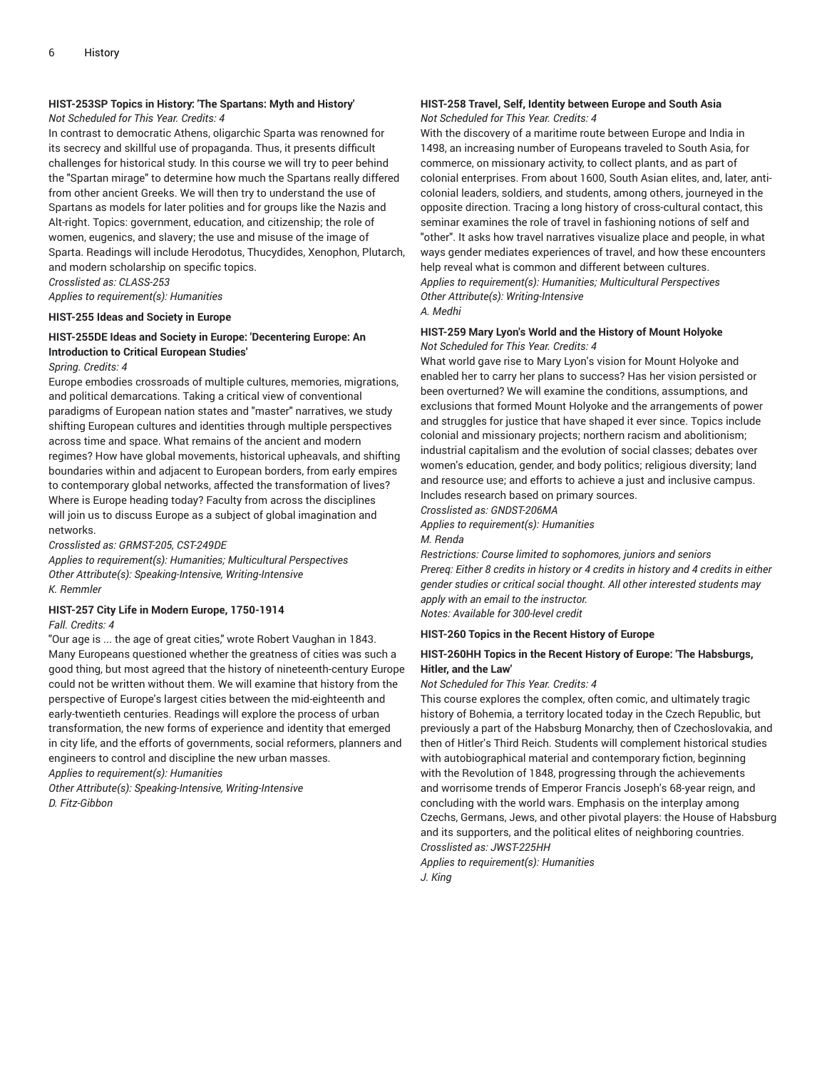#### HIST-253SP Topics in History: 'The Spartans: Myth and History'

*Not Scheduled for This Year. Credits: 4*

In contrast to democratic Athens, oligarchic Sparta was renowned for its secrecy and skillful use of propaganda. Thus, it presents difficult challenges for historical study. In this course we will try to peer behind the "Spartan mirage" to determine how much the Spartans really differed from other ancient Greeks. We will then try to understand the use of Spartans as models for later polities and for groups like the Nazis and Alt-right. Topics: government, education, and citizenship; the role of women, eugenics, and slavery; the use and misuse of the image of Sparta. Readings will include Herodotus, Thucydides, Xenophon, Plutarch, and modern scholarship on specific topics.

*Crosslisted as: CLASS-253*

*Applies to requirement(s): Humanities*

#### HIST-255 Ideas and Society in Europe

#### HIST-255DE Ideas and Society in Europe: 'Decentering Europe: An Introduction to Critical European Studies'

*Spring. Credits: 4*

Europe embodies crossroads of multiple cultures, memories, migrations, and political demarcations. Taking a critical view of conventional paradigms of European nation states and "master" narratives, we study shifting European cultures and identities through multiple perspectives across time and space. What remains of the ancient and modern regimes? How have global movements, historical upheavals, and shifting boundaries within and adjacent to European borders, from early empires to contemporary global networks, affected the transformation of lives? Where is Europe heading today? Faculty from across the disciplines will join us to discuss Europe as a subject of global imagination and networks.

*Crosslisted as: GRMST-205, CST-249DE*

*Applies to requirement(s): Humanities; Multicultural Perspectives*

*Other Attribute(s): Speaking-Intensive, Writing-Intensive*

*K. Remmler*

#### HIST-257 City Life in Modern Europe, 1750-1914

*Fall. Credits: 4*

"Our age is ... the age of great cities," wrote Robert Vaughan in 1843. Many Europeans questioned whether the greatness of cities was such a good thing, but most agreed that the history of nineteenth-century Europe could not be written without them. We will examine that history from the perspective of Europe's largest cities between the mid-eighteenth and early-twentieth centuries. Readings will explore the process of urban transformation, the new forms of experience and identity that emerged in city life, and the efforts of governments, social reformers, planners and engineers to control and discipline the new urban masses.

*Applies to requirement(s): Humanities*

*Other Attribute(s): Speaking-Intensive, Writing-Intensive*

*D. Fitz-Gibbon*

#### HIST-258 Travel, Self, Identity between Europe and South Asia

*Not Scheduled for This Year. Credits: 4*

With the discovery of a maritime route between Europe and India in 1498, an increasing number of Europeans traveled to South Asia, for commerce, on missionary activity, to collect plants, and as part of colonial enterprises. From about 1600, South Asian elites, and, later, anti-colonial leaders, soldiers, and students, among others, journeyed in the opposite direction. Tracing a long history of cross-cultural contact, this seminar examines the role of travel in fashioning notions of self and "other". It asks how travel narratives visualize place and people, in what ways gender mediates experiences of travel, and how these encounters help reveal what is common and different between cultures.

*Applies to requirement(s): Humanities; Multicultural Perspectives*

*Other Attribute(s): Writing-Intensive*

*A. Medhi*

#### HIST-259 Mary Lyon's World and the History of Mount Holyoke

*Not Scheduled for This Year. Credits: 4*

What world gave rise to Mary Lyon's vision for Mount Holyoke and enabled her to carry her plans to success? Has her vision persisted or been overturned? We will examine the conditions, assumptions, and exclusions that formed Mount Holyoke and the arrangements of power and struggles for justice that have shaped it ever since. Topics include colonial and missionary projects; northern racism and abolitionism; industrial capitalism and the evolution of social classes; debates over women's education, gender, and body politics; religious diversity; land and resource use; and efforts to achieve a just and inclusive campus. Includes research based on primary sources.

*Crosslisted as: GNDST-206MA*

*Applies to requirement(s): Humanities*

*M. Renda*

*Restrictions: Course limited to sophomores, juniors and seniors*

*Prereq: Either 8 credits in history or 4 credits in history and 4 credits in either gender studies or critical social thought. All other interested students may apply with an email to the instructor.*

*Notes: Available for 300-level credit*

#### HIST-260 Topics in the Recent History of Europe

#### HIST-260HH Topics in the Recent History of Europe: 'The Habsburgs, Hitler, and the Law'

*Not Scheduled for This Year. Credits: 4*

This course explores the complex, often comic, and ultimately tragic history of Bohemia, a territory located today in the Czech Republic, but previously a part of the Habsburg Monarchy, then of Czechoslovakia, and then of Hitler's Third Reich. Students will complement historical studies with autobiographical material and contemporary fiction, beginning with the Revolution of 1848, progressing through the achievements and worrisome trends of Emperor Francis Joseph's 68-year reign, and concluding with the world wars. Emphasis on the interplay among Czechs, Germans, Jews, and other pivotal players: the House of Habsburg and its supporters, and the political elites of neighboring countries.

*Crosslisted as: JWST-225HH*

*Applies to requirement(s): Humanities*

*J. King*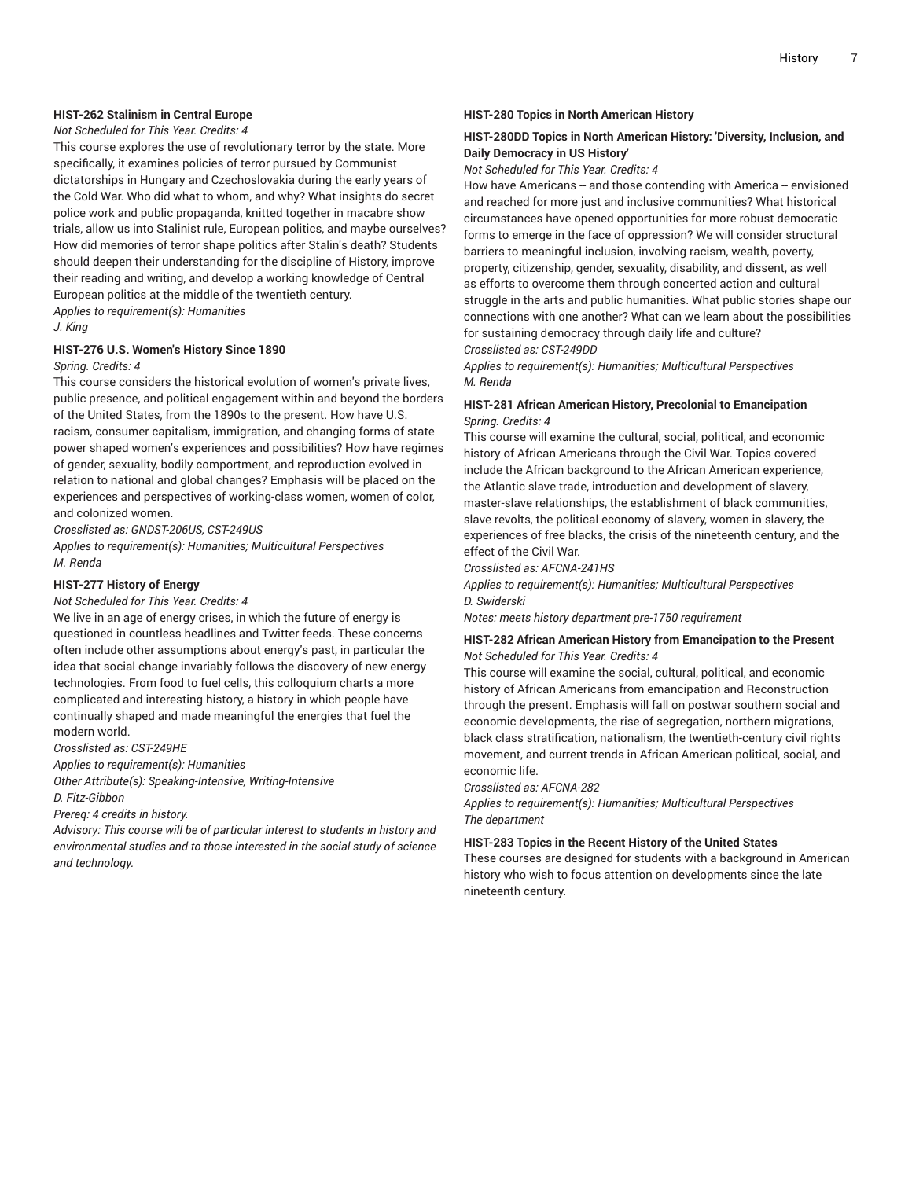### HIST-262 Stalinism in Central Europe

*Not Scheduled for This Year. Credits: 4*

This course explores the use of revolutionary terror by the state. More specifically, it examines policies of terror pursued by Communist dictatorships in Hungary and Czechoslovakia during the early years of the Cold War. Who did what to whom, and why? What insights do secret police work and public propaganda, knitted together in macabre show trials, allow us into Stalinist rule, European politics, and maybe ourselves? How did memories of terror shape politics after Stalin's death? Students should deepen their understanding for the discipline of History, improve their reading and writing, and develop a working knowledge of Central European politics at the middle of the twentieth century.

*Applies to requirement(s): Humanities*

*J. King*

### HIST-276 U.S. Women's History Since 1890

*Spring. Credits: 4*

This course considers the historical evolution of women's private lives, public presence, and political engagement within and beyond the borders of the United States, from the 1890s to the present. How have U.S. racism, consumer capitalism, immigration, and changing forms of state power shaped women's experiences and possibilities? How have regimes of gender, sexuality, bodily comportment, and reproduction evolved in relation to national and global changes? Emphasis will be placed on the experiences and perspectives of working-class women, women of color, and colonized women.

*Crosslisted as: GNDST-206US, CST-249US*

*Applies to requirement(s): Humanities; Multicultural Perspectives*

*M. Renda*

### HIST-277 History of Energy

*Not Scheduled for This Year. Credits: 4*

We live in an age of energy crises, in which the future of energy is questioned in countless headlines and Twitter feeds. These concerns often include other assumptions about energy's past, in particular the idea that social change invariably follows the discovery of new energy technologies. From food to fuel cells, this colloquium charts a more complicated and interesting history, a history in which people have continually shaped and made meaningful the energies that fuel the modern world.

*Crosslisted as: CST-249HE*

*Applies to requirement(s): Humanities*

*Other Attribute(s): Speaking-Intensive, Writing-Intensive*

*D. Fitz-Gibbon*

*Prereq: 4 credits in history.*

*Advisory: This course will be of particular interest to students in history and environmental studies and to those interested in the social study of science and technology.*

### HIST-280 Topics in North American History

### HIST-280DD Topics in North American History: 'Diversity, Inclusion, and Daily Democracy in US History'

*Not Scheduled for This Year. Credits: 4*

How have Americans -- and those contending with America -- envisioned and reached for more just and inclusive communities? What historical circumstances have opened opportunities for more robust democratic forms to emerge in the face of oppression? We will consider structural barriers to meaningful inclusion, involving racism, wealth, poverty, property, citizenship, gender, sexuality, disability, and dissent, as well as efforts to overcome them through concerted action and cultural struggle in the arts and public humanities. What public stories shape our connections with one another? What can we learn about the possibilities for sustaining democracy through daily life and culture?

*Crosslisted as: CST-249DD*

*Applies to requirement(s): Humanities; Multicultural Perspectives*

*M. Renda*

### HIST-281 African American History, Precolonial to Emancipation

*Spring. Credits: 4*

This course will examine the cultural, social, political, and economic history of African Americans through the Civil War. Topics covered include the African background to the African American experience, the Atlantic slave trade, introduction and development of slavery, master-slave relationships, the establishment of black communities, slave revolts, the political economy of slavery, women in slavery, the experiences of free blacks, the crisis of the nineteenth century, and the effect of the Civil War.

*Crosslisted as: AFCNA-241HS*

*Applies to requirement(s): Humanities; Multicultural Perspectives*

*D. Swiderski*

*Notes: meets history department pre-1750 requirement*

### HIST-282 African American History from Emancipation to the Present

*Not Scheduled for This Year. Credits: 4*

This course will examine the social, cultural, political, and economic history of African Americans from emancipation and Reconstruction through the present. Emphasis will fall on postwar southern social and economic developments, the rise of segregation, northern migrations, black class stratification, nationalism, the twentieth-century civil rights movement, and current trends in African American political, social, and economic life.

*Crosslisted as: AFCNA-282*

*Applies to requirement(s): Humanities; Multicultural Perspectives*

*The department*

### HIST-283 Topics in the Recent History of the United States

These courses are designed for students with a background in American history who wish to focus attention on developments since the late nineteenth century.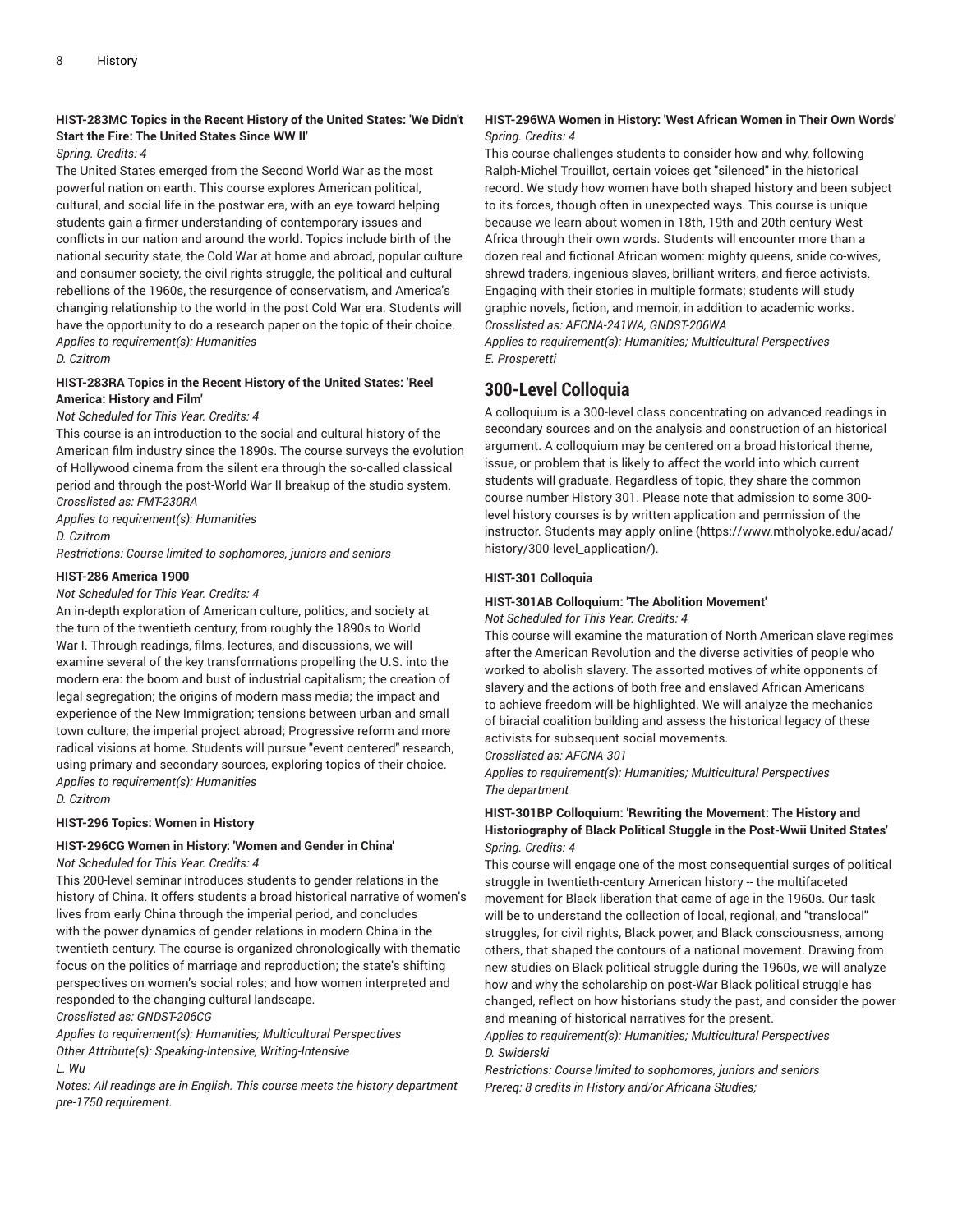**HIST-283MC Topics in the Recent History of the United States: 'We Didn't Start the Fire: The United States Since WW II'**

*Spring. Credits: 4*

The United States emerged from the Second World War as the most powerful nation on earth. This course explores American political, cultural, and social life in the postwar era, with an eye toward helping students gain a firmer understanding of contemporary issues and conflicts in our nation and around the world. Topics include birth of the national security state, the Cold War at home and abroad, popular culture and consumer society, the civil rights struggle, the political and cultural rebellions of the 1960s, the resurgence of conservatism, and America's changing relationship to the world in the post Cold War era. Students will have the opportunity to do a research paper on the topic of their choice.

*Applies to requirement(s): Humanities*

*D. Czitrom*

**HIST-283RA Topics in the Recent History of the United States: 'Reel America: History and Film'**

*Not Scheduled for This Year. Credits: 4*

This course is an introduction to the social and cultural history of the American film industry since the 1890s. The course surveys the evolution of Hollywood cinema from the silent era through the so-called classical period and through the post-World War II breakup of the studio system.

*Crosslisted as: FMT-230RA*

*Applies to requirement(s): Humanities*

*D. Czitrom*

*Restrictions: Course limited to sophomores, juniors and seniors*

**HIST-286 America 1900**

*Not Scheduled for This Year. Credits: 4*

An in-depth exploration of American culture, politics, and society at the turn of the twentieth century, from roughly the 1890s to World War I. Through readings, films, lectures, and discussions, we will examine several of the key transformations propelling the U.S. into the modern era: the boom and bust of industrial capitalism; the creation of legal segregation; the origins of modern mass media; the impact and experience of the New Immigration; tensions between urban and small town culture; the imperial project abroad; Progressive reform and more radical visions at home. Students will pursue "event centered" research, using primary and secondary sources, exploring topics of their choice.

*Applies to requirement(s): Humanities*

*D. Czitrom*

**HIST-296 Topics: Women in History**

**HIST-296CG Women in History: 'Women and Gender in China'**

*Not Scheduled for This Year. Credits: 4*

This 200-level seminar introduces students to gender relations in the history of China. It offers students a broad historical narrative of women's lives from early China through the imperial period, and concludes with the power dynamics of gender relations in modern China in the twentieth century. The course is organized chronologically with thematic focus on the politics of marriage and reproduction; the state's shifting perspectives on women's social roles; and how women interpreted and responded to the changing cultural landscape.

*Crosslisted as: GNDST-206CG*

*Applies to requirement(s): Humanities; Multicultural Perspectives*

*Other Attribute(s): Speaking-Intensive, Writing-Intensive*

*L. Wu*

*Notes: All readings are in English. This course meets the history department pre-1750 requirement.*

**HIST-296WA Women in History: 'West African Women in Their Own Words'**

*Spring. Credits: 4*

This course challenges students to consider how and why, following Ralph-Michel Trouillot, certain voices get "silenced" in the historical record. We study how women have both shaped history and been subject to its forces, though often in unexpected ways. This course is unique because we learn about women in 18th, 19th and 20th century West Africa through their own words. Students will encounter more than a dozen real and fictional African women: mighty queens, snide co-wives, shrewd traders, ingenious slaves, brilliant writers, and fierce activists. Engaging with their stories in multiple formats; students will study graphic novels, fiction, and memoir, in addition to academic works.

*Crosslisted as: AFCNA-241WA, GNDST-206WA*

*Applies to requirement(s): Humanities; Multicultural Perspectives*

*E. Prosperetti*

## 300-Level Colloquia

A colloquium is a 300-level class concentrating on advanced readings in secondary sources and on the analysis and construction of an historical argument. A colloquium may be centered on a broad historical theme, issue, or problem that is likely to affect the world into which current students will graduate. Regardless of topic, they share the common course number History 301. Please note that admission to some 300-level history courses is by written application and permission of the instructor. Students may apply online (https://www.mtholyoke.edu/acad/history/300-level_application/).

**HIST-301 Colloquia**

**HIST-301AB Colloquium: 'The Abolition Movement'**

*Not Scheduled for This Year. Credits: 4*

This course will examine the maturation of North American slave regimes after the American Revolution and the diverse activities of people who worked to abolish slavery. The assorted motives of white opponents of slavery and the actions of both free and enslaved African Americans to achieve freedom will be highlighted. We will analyze the mechanics of biracial coalition building and assess the historical legacy of these activists for subsequent social movements.

*Crosslisted as: AFCNA-301*

*Applies to requirement(s): Humanities; Multicultural Perspectives*

*The department*

**HIST-301BP Colloquium: 'Rewriting the Movement: The History and Historiography of Black Political Stuggle in the Post-Wwii United States'**

*Spring. Credits: 4*

This course will engage one of the most consequential surges of political struggle in twentieth-century American history -- the multifaceted movement for Black liberation that came of age in the 1960s. Our task will be to understand the collection of local, regional, and "translocal" struggles, for civil rights, Black power, and Black consciousness, among others, that shaped the contours of a national movement. Drawing from new studies on Black political struggle during the 1960s, we will analyze how and why the scholarship on post-War Black political struggle has changed, reflect on how historians study the past, and consider the power and meaning of historical narratives for the present.

*Applies to requirement(s): Humanities; Multicultural Perspectives*

*D. Swiderski*

*Restrictions: Course limited to sophomores, juniors and seniors*

*Prereq: 8 credits in History and/or Africana Studies;*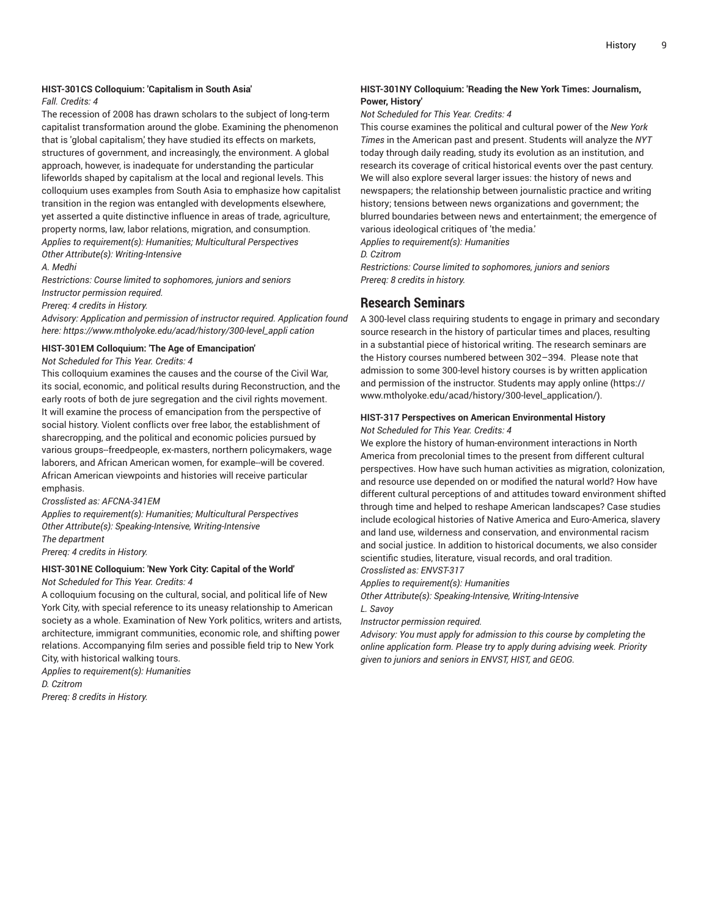#### HIST-301CS Colloquium: 'Capitalism in South Asia'

*Fall. Credits: 4*

The recession of 2008 has drawn scholars to the subject of long-term capitalist transformation around the globe. Examining the phenomenon that is 'global capitalism,' they have studied its effects on markets, structures of government, and increasingly, the environment. A global approach, however, is inadequate for understanding the particular lifeworlds shaped by capitalism at the local and regional levels. This colloquium uses examples from South Asia to emphasize how capitalist transition in the region was entangled with developments elsewhere, yet asserted a quite distinctive influence in areas of trade, agriculture, property norms, law, labor relations, migration, and consumption.

*Applies to requirement(s): Humanities; Multicultural Perspectives*

*Other Attribute(s): Writing-Intensive*

*A. Medhi*

*Restrictions: Course limited to sophomores, juniors and seniors*

*Instructor permission required.*

*Prereq: 4 credits in History.*

*Advisory: Application and permission of instructor required. Application found here: https://www.mtholyoke.edu/acad/history/300-level_appli cation*

#### HIST-301EM Colloquium: 'The Age of Emancipation'

*Not Scheduled for This Year. Credits: 4*

This colloquium examines the causes and the course of the Civil War, its social, economic, and political results during Reconstruction, and the early roots of both de jure segregation and the civil rights movement. It will examine the process of emancipation from the perspective of social history. Violent conflicts over free labor, the establishment of sharecropping, and the political and economic policies pursued by various groups--freedpeople, ex-masters, northern policymakers, wage laborers, and African American women, for example--will be covered. African American viewpoints and histories will receive particular emphasis.

*Crosslisted as: AFCNA-341EM*

*Applies to requirement(s): Humanities; Multicultural Perspectives*

*Other Attribute(s): Speaking-Intensive, Writing-Intensive*

*The department*

*Prereq: 4 credits in History.*

#### HIST-301NE Colloquium: 'New York City: Capital of the World'

*Not Scheduled for This Year. Credits: 4*

A colloquium focusing on the cultural, social, and political life of New York City, with special reference to its uneasy relationship to American society as a whole. Examination of New York politics, writers and artists, architecture, immigrant communities, economic role, and shifting power relations. Accompanying film series and possible field trip to New York City, with historical walking tours.

*Applies to requirement(s): Humanities*

*D. Czitrom*

*Prereq: 8 credits in History.*

#### HIST-301NY Colloquium: 'Reading the New York Times: Journalism, Power, History'

*Not Scheduled for This Year. Credits: 4*

This course examines the political and cultural power of the *New York Times* in the American past and present. Students will analyze the *NYT* today through daily reading, study its evolution as an institution, and research its coverage of critical historical events over the past century. We will also explore several larger issues: the history of news and newspapers; the relationship between journalistic practice and writing history; tensions between news organizations and government; the blurred boundaries between news and entertainment; the emergence of various ideological critiques of 'the media.'

*Applies to requirement(s): Humanities*

*D. Czitrom*

*Restrictions: Course limited to sophomores, juniors and seniors*

*Prereq: 8 credits in history.*

## Research Seminars

A 300-level class requiring students to engage in primary and secondary source research in the history of particular times and places, resulting in a substantial piece of historical writing. The research seminars are the History courses numbered between 302–394. Please note that admission to some 300-level history courses is by written application and permission of the instructor. Students may apply online (https://www.mtholyoke.edu/acad/history/300-level_application/).

#### HIST-317 Perspectives on American Environmental History

*Not Scheduled for This Year. Credits: 4*

We explore the history of human-environment interactions in North America from precolonial times to the present from different cultural perspectives. How have such human activities as migration, colonization, and resource use depended on or modified the natural world? How have different cultural perceptions of and attitudes toward environment shifted through time and helped to reshape American landscapes? Case studies include ecological histories of Native America and Euro-America, slavery and land use, wilderness and conservation, and environmental racism and social justice. In addition to historical documents, we also consider scientific studies, literature, visual records, and oral tradition.

*Crosslisted as: ENVST-317*

*Applies to requirement(s): Humanities*

*Other Attribute(s): Speaking-Intensive, Writing-Intensive*

*L. Savoy*

*Instructor permission required.*

*Advisory: You must apply for admission to this course by completing the online application form. Please try to apply during advising week. Priority given to juniors and seniors in ENVST, HIST, and GEOG.*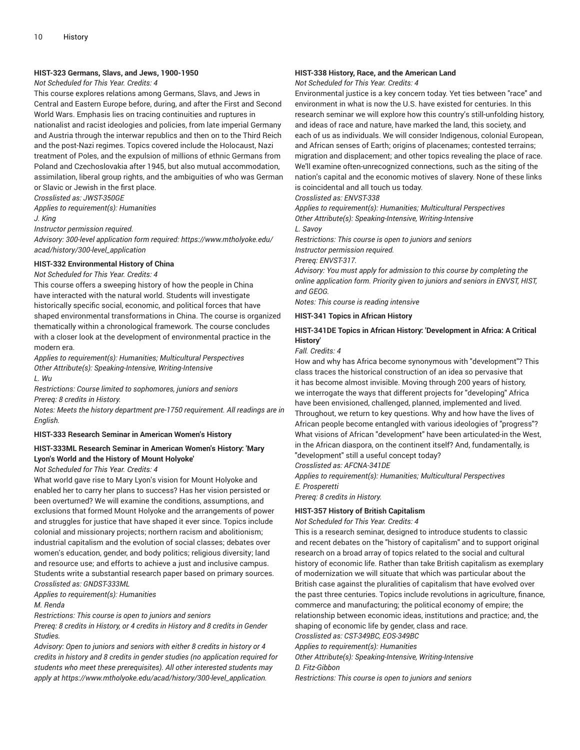### HIST-323 Germans, Slavs, and Jews, 1900-1950

*Not Scheduled for This Year. Credits: 4*

This course explores relations among Germans, Slavs, and Jews in Central and Eastern Europe before, during, and after the First and Second World Wars. Emphasis lies on tracing continuities and ruptures in nationalist and racist ideologies and policies, from late imperial Germany and Austria through the interwar republics and then on to the Third Reich and the post-Nazi regimes. Topics covered include the Holocaust, Nazi treatment of Poles, and the expulsion of millions of ethnic Germans from Poland and Czechoslovakia after 1945, but also mutual accommodation, assimilation, liberal group rights, and the ambiguities of who was German or Slavic or Jewish in the first place.

*Crosslisted as: JWST-350GE*

*Applies to requirement(s): Humanities*

*J. King*

*Instructor permission required.*

*Advisory: 300-level application form required: https://www.mtholyoke.edu/acad/history/300-level_application*

### HIST-332 Environmental History of China

*Not Scheduled for This Year. Credits: 4*

This course offers a sweeping history of how the people in China have interacted with the natural world. Students will investigate historically specific social, economic, and political forces that have shaped environmental transformations in China. The course is organized thematically within a chronological framework. The course concludes with a closer look at the development of environmental practice in the modern era.

*Applies to requirement(s): Humanities; Multicultural Perspectives*

*Other Attribute(s): Speaking-Intensive, Writing-Intensive*

*L. Wu*

*Restrictions: Course limited to sophomores, juniors and seniors*

*Prereq: 8 credits in History.*

*Notes: Meets the history department pre-1750 requirement. All readings are in English.*

### HIST-333 Research Seminar in American Women's History

### HIST-333ML Research Seminar in American Women's History: 'Mary Lyon's World and the History of Mount Holyoke'

*Not Scheduled for This Year. Credits: 4*

What world gave rise to Mary Lyon's vision for Mount Holyoke and enabled her to carry her plans to success? Has her vision persisted or been overturned? We will examine the conditions, assumptions, and exclusions that formed Mount Holyoke and the arrangements of power and struggles for justice that have shaped it ever since. Topics include colonial and missionary projects; northern racism and abolitionism; industrial capitalism and the evolution of social classes; debates over women's education, gender, and body politics; religious diversity; land and resource use; and efforts to achieve a just and inclusive campus. Students write a substantial research paper based on primary sources.

*Crosslisted as: GNDST-333ML*

*Applies to requirement(s): Humanities*

*M. Renda*

*Restrictions: This course is open to juniors and seniors*

*Prereq: 8 credits in History, or 4 credits in History and 8 credits in Gender Studies.*

*Advisory: Open to juniors and seniors with either 8 credits in history or 4 credits in history and 8 credits in gender studies (no application required for students who meet these prerequisites). All other interested students may apply at https://www.mtholyoke.edu/acad/history/300-level_application.*

### HIST-338 History, Race, and the American Land

*Not Scheduled for This Year. Credits: 4*

Environmental justice is a key concern today. Yet ties between "race" and environment in what is now the U.S. have existed for centuries. In this research seminar we will explore how this country's still-unfolding history, and ideas of race and nature, have marked the land, this society, and each of us as individuals. We will consider Indigenous, colonial European, and African senses of Earth; origins of placenames; contested terrains; migration and displacement; and other topics revealing the place of race. We'll examine often-unrecognized connections, such as the siting of the nation's capital and the economic motives of slavery. None of these links is coincidental and all touch us today.

*Crosslisted as: ENVST-338*

*Applies to requirement(s): Humanities; Multicultural Perspectives*

*Other Attribute(s): Speaking-Intensive, Writing-Intensive*

*L. Savoy*

*Restrictions: This course is open to juniors and seniors*

*Instructor permission required.*

*Prereq: ENVST-317.*

*Advisory: You must apply for admission to this course by completing the online application form. Priority given to juniors and seniors in ENVST, HIST, and GEOG.*

*Notes: This course is reading intensive*

### HIST-341 Topics in African History

### HIST-341DE Topics in African History: 'Development in Africa: A Critical History'

*Fall. Credits: 4*

How and why has Africa become synonymous with "development"? This class traces the historical construction of an idea so pervasive that it has become almost invisible. Moving through 200 years of history, we interrogate the ways that different projects for "developing" Africa have been envisioned, challenged, planned, implemented and lived. Throughout, we return to key questions. Why and how have the lives of African people become entangled with various ideologies of "progress"? What visions of African "development" have been articulated-in the West, in the African diaspora, on the continent itself? And, fundamentally, is "development" still a useful concept today?

*Crosslisted as: AFCNA-341DE*

*Applies to requirement(s): Humanities; Multicultural Perspectives*

*E. Prosperetti*

*Prereq: 8 credits in History.*

### HIST-357 History of British Capitalism

*Not Scheduled for This Year. Credits: 4*

This is a research seminar, designed to introduce students to classic and recent debates on the "history of capitalism" and to support original research on a broad array of topics related to the social and cultural history of economic life. Rather than take British capitalism as exemplary of modernization we will situate that which was particular about the British case against the pluralities of capitalism that have evolved over the past three centuries. Topics include revolutions in agriculture, finance, commerce and manufacturing; the political economy of empire; the relationship between economic ideas, institutions and practice; and, the shaping of economic life by gender, class and race.

*Crosslisted as: CST-349BC, EOS-349BC*

*Applies to requirement(s): Humanities*

*Other Attribute(s): Speaking-Intensive, Writing-Intensive*

*D. Fitz-Gibbon*

*Restrictions: This course is open to juniors and seniors*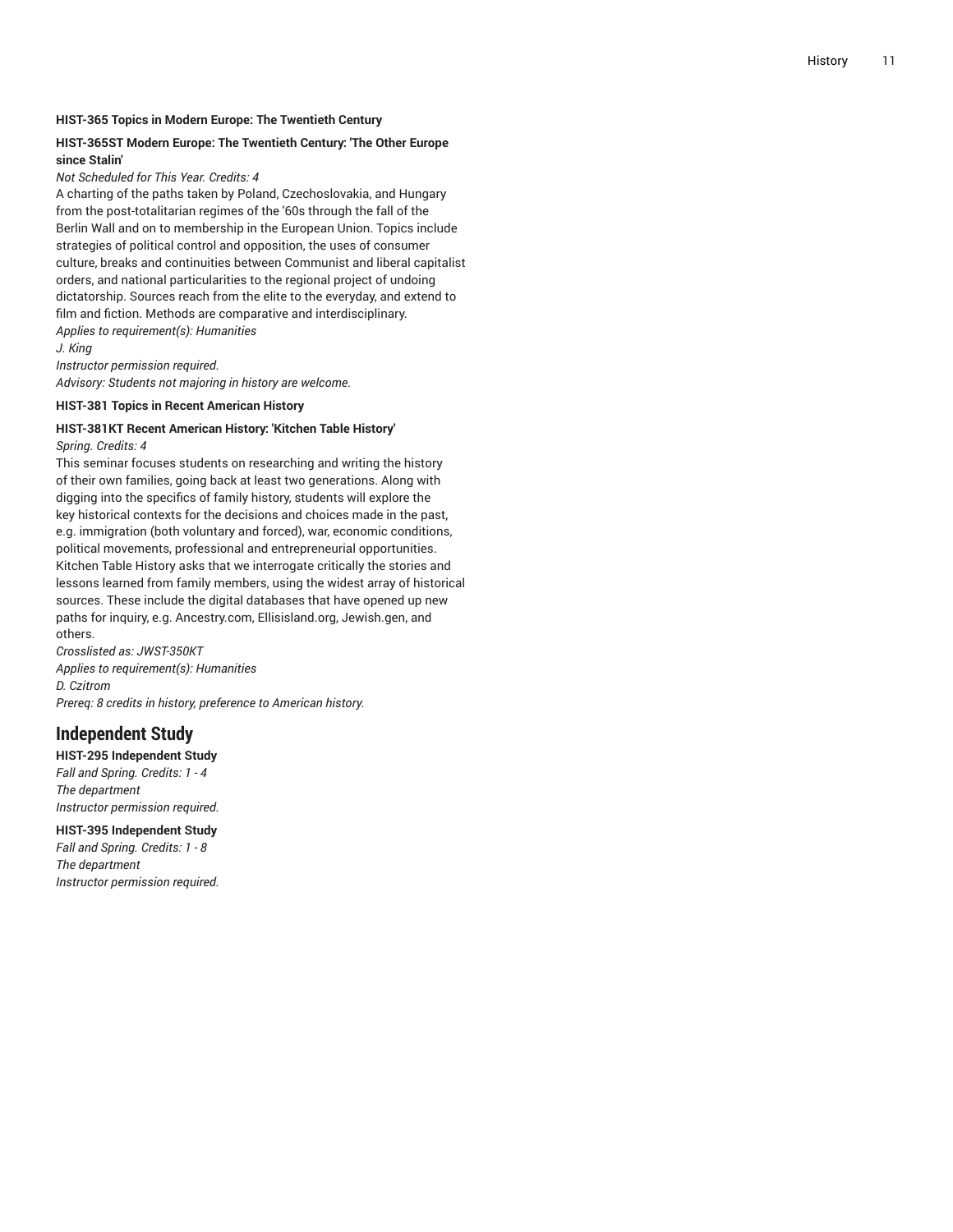**HIST-365 Topics in Modern Europe: The Twentieth Century**

**HIST-365ST Modern Europe: The Twentieth Century: 'The Other Europe since Stalin'**

*Not Scheduled for This Year. Credits: 4*

A charting of the paths taken by Poland, Czechoslovakia, and Hungary from the post-totalitarian regimes of the '60s through the fall of the Berlin Wall and on to membership in the European Union. Topics include strategies of political control and opposition, the uses of consumer culture, breaks and continuities between Communist and liberal capitalist orders, and national particularities to the regional project of undoing dictatorship. Sources reach from the elite to the everyday, and extend to film and fiction. Methods are comparative and interdisciplinary.

*Applies to requirement(s): Humanities*

*J. King*

*Instructor permission required.*

*Advisory: Students not majoring in history are welcome.*

**HIST-381 Topics in Recent American History**

**HIST-381KT Recent American History: 'Kitchen Table History'**

*Spring. Credits: 4*

This seminar focuses students on researching and writing the history of their own families, going back at least two generations. Along with digging into the specifics of family history, students will explore the key historical contexts for the decisions and choices made in the past, e.g. immigration (both voluntary and forced), war, economic conditions, political movements, professional and entrepreneurial opportunities. Kitchen Table History asks that we interrogate critically the stories and lessons learned from family members, using the widest array of historical sources. These include the digital databases that have opened up new paths for inquiry, e.g. Ancestry.com, Ellisisland.org, Jewish.gen, and others.

*Crosslisted as: JWST-350KT*

*Applies to requirement(s): Humanities*

*D. Czitrom*

*Prereq: 8 credits in history, preference to American history.*

## Independent Study

**HIST-295 Independent Study**

*Fall and Spring. Credits: 1 - 4*

*The department*

*Instructor permission required.*

**HIST-395 Independent Study**

*Fall and Spring. Credits: 1 - 8*

*The department*

*Instructor permission required.*